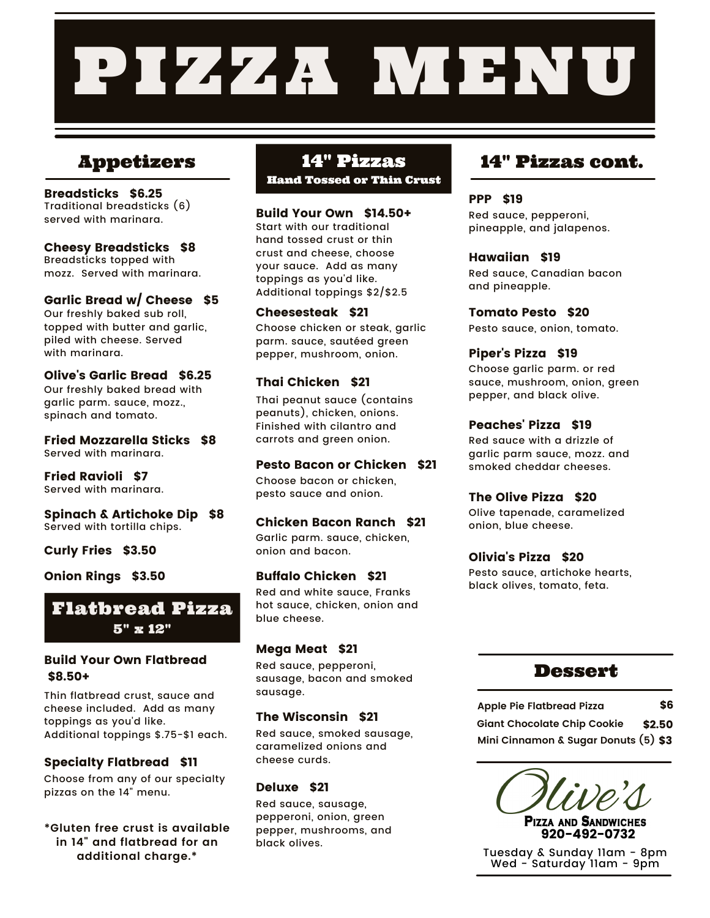# PIZZA MENU

## Appetizers

**Breadsticks $6.25**
Traditional breadsticks (6) served with marinara.

**Cheesy Breadsticks $8**
Breadsticks topped with mozz. Served with marinara.

**Garlic Bread w/ Cheese $5**
Our freshly baked sub roll, topped with butter and garlic, piled with cheese. Served with marinara.

**Olive's Garlic Bread $6.25**
Our freshly baked bread with garlic parm. sauce, mozz., spinach and tomato.

**Fried Mozzarella Sticks $8**
Served with marinara.

**Fried Ravioli $7**
Served with marinara.

**Spinach & Artichoke Dip $8**
Served with tortilla chips.

**Curly Fries $3.50**

**Onion Rings $3.50**

## Flatbread Pizza
### 5" x 12"

**Build Your Own Flatbread $8.50+**
Thin flatbread crust, sauce and cheese included. Add as many toppings as you'd like. Additional toppings $.75-$1 each.

**Specialty Flatbread $11**
Choose from any of our specialty pizzas on the 14" menu.

**\*Gluten free crust is available in 14" and flatbread for an additional charge.\***

## 14" Pizzas
### Hand Tossed or Thin Crust

**Build Your Own $14.50+**
Start with our traditional hand tossed crust or thin crust and cheese, choose your sauce. Add as many toppings as you'd like. Additional toppings $2/$2.5

**Cheesesteak $21**
Choose chicken or steak, garlic parm. sauce, sautéed green pepper, mushroom, onion.

**Thai Chicken $21**
Thai peanut sauce (contains peanuts), chicken, onions. Finished with cilantro and carrots and green onion.

**Pesto Bacon or Chicken $21**
Choose bacon or chicken, pesto sauce and onion.

**Chicken Bacon Ranch $21**
Garlic parm. sauce, chicken, onion and bacon.

**Buffalo Chicken $21**
Red and white sauce, Franks hot sauce, chicken, onion and blue cheese.

**Mega Meat $21**
Red sauce, pepperoni, sausage, bacon and smoked sausage.

**The Wisconsin $21**
Red sauce, smoked sausage, caramelized onions and cheese curds.

**Deluxe $21**
Red sauce, sausage, pepperoni, onion, green pepper, mushrooms, and black olives.

## 14" Pizzas cont.

**PPP $19**
Red sauce, pepperoni, pineapple, and jalapenos.

**Hawaiian $19**
Red sauce, Canadian bacon and pineapple.

**Tomato Pesto $20**
Pesto sauce, onion, tomato.

**Piper's Pizza $19**
Choose garlic parm. or red sauce, mushroom, onion, green pepper, and black olive.

**Peaches' Pizza $19**
Red sauce with a drizzle of garlic parm sauce, mozz. and smoked cheddar cheeses.

**The Olive Pizza $20**
Olive tapenade, caramelized onion, blue cheese.

**Olivia's Pizza $20**
Pesto sauce, artichoke hearts, black olives, tomato, feta.

## Dessert

| Item | Price |
|---|---|
| Apple Pie Flatbread Pizza | $6 |
| Giant Chocolate Chip Cookie | $2.50 |
| Mini Cinnamon & Sugar Donuts (5) | $3 |

**Olive's**
**Pizza and Sandwiches**
**920-492-0732**

Tuesday & Sunday 11am - 8pm
Wed - Saturday 11am - 9pm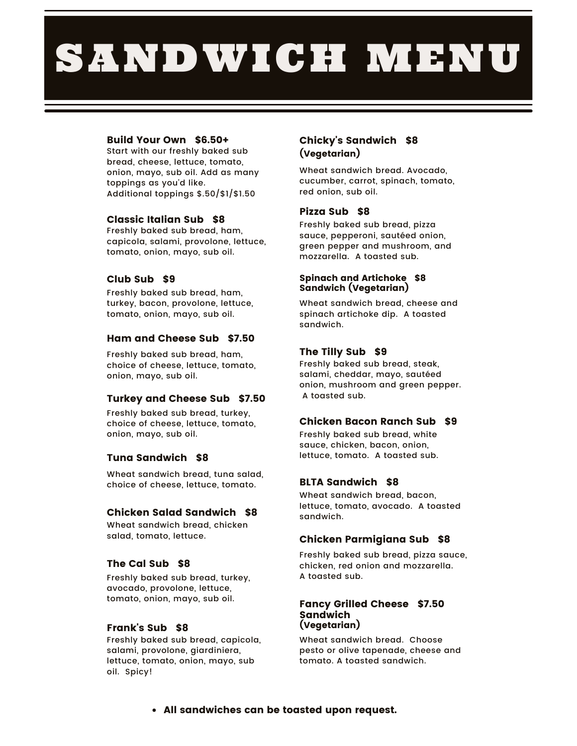# SANDWICH MENU

**Build Your Own $6.50+**
Start with our freshly baked sub bread, cheese, lettuce, tomato, onion, mayo, sub oil. Add as many toppings as you'd like.
Additional toppings $.50/$1/$1.50

**Classic Italian Sub $8**
Freshly baked sub bread, ham, capicola, salami, provolone, lettuce, tomato, onion, mayo, sub oil.

**Club Sub $9**
Freshly baked sub bread, ham, turkey, bacon, provolone, lettuce, tomato, onion, mayo, sub oil.

**Ham and Cheese Sub $7.50**
Freshly baked sub bread, ham, choice of cheese, lettuce, tomato, onion, mayo, sub oil.

**Turkey and Cheese Sub $7.50**
Freshly baked sub bread, turkey, choice of cheese, lettuce, tomato, onion, mayo, sub oil.

**Tuna Sandwich $8**
Wheat sandwich bread, tuna salad, choice of cheese, lettuce, tomato.

**Chicken Salad Sandwich $8**
Wheat sandwich bread, chicken salad, tomato, lettuce.

**The Cal Sub $8**
Freshly baked sub bread, turkey, avocado, provolone, lettuce, tomato, onion, mayo, sub oil.

**Frank's Sub $8**
Freshly baked sub bread, capicola, salami, provolone, giardiniera, lettuce, tomato, onion, mayo, sub oil. Spicy!

**Chicky's Sandwich $8 (Vegetarian)**
Wheat sandwich bread. Avocado, cucumber, carrot, spinach, tomato, red onion, sub oil.

**Pizza Sub $8**
Freshly baked sub bread, pizza sauce, pepperoni, sautéed onion, green pepper and mushroom, and mozzarella. A toasted sub.

**Spinach and Artichoke Sandwich (Vegetarian) $8**
Wheat sandwich bread, cheese and spinach artichoke dip. A toasted sandwich.

**The Tilly Sub $9**
Freshly baked sub bread, steak, salami, cheddar, mayo, sautéed onion, mushroom and green pepper. A toasted sub.

**Chicken Bacon Ranch Sub $9**
Freshly baked sub bread, white sauce, chicken, bacon, onion, lettuce, tomato. A toasted sub.

**BLTA Sandwich $8**
Wheat sandwich bread, bacon, lettuce, tomato, avocado. A toasted sandwich.

**Chicken Parmigiana Sub $8**
Freshly baked sub bread, pizza sauce, chicken, red onion and mozzarella. A toasted sub.

**Fancy Grilled Cheese Sandwich (Vegetarian) $7.50**
Wheat sandwich bread. Choose pesto or olive tapenade, cheese and tomato. A toasted sandwich.

- **All sandwiches can be toasted upon request.**